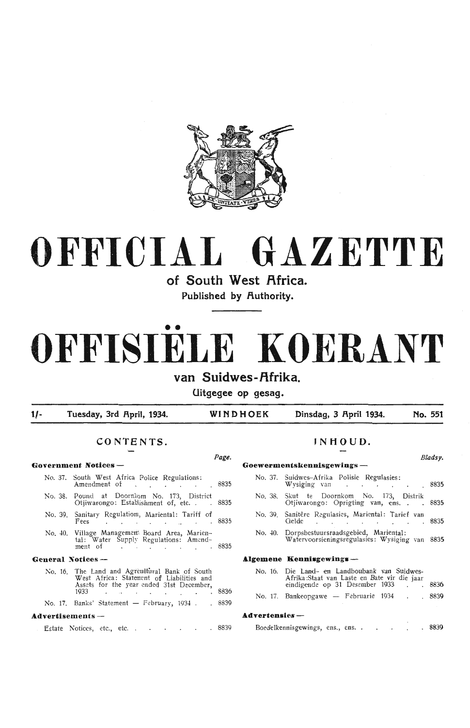# OFFICIAL GAZETTE

## of South West Africa.

### Published by Authority.

# OFFISIËLE KOERANT

## van Suidwes-Afrika.

### Uitgegee op gesag.

| 1/- | Tuesday, 3rd April, 1934. | WINDHOEK | Dinsdag, 3 April 1934. | No. 551 |
|---|---|---|---|---|

## CONTENTS.

| | Page. |
|---|---|
| **Government Notices —** | |
| No. 37. South West Africa Police Regulations: Amendment of | 8835 |
| No. 38. Pound at Doornkom No. 173, District Otjiwarongo: Establishment of, etc. | 8835 |
| No. 39. Sanitary Regulations, Mariental: Tariff of Fees | 8835 |
| No. 40. Village Management Board Area, Mariental: Water Supply Regulations: Amendment of | 8835 |
| **General Notices —** | |
| No. 16. The Land and Agricultural Bank of South West Africa: Statement of Liabilities and Assets for the year ended 31st December, 1933 | 8836 |
| No. 17. Banks' Statement — February, 1934 | 8839 |
| **Advertisements —** | |
| Estate Notices, etc., etc. | 8839 |

## INHOUD.

| | Bladsy. |
|---|---|
| **Goewermentskennisgewings —** | |
| No. 37. Suidwes-Afrika Polisie Regulasies: Wysiging van | 8835 |
| No. 38. Skut te Doornkom No. 173, Distrik Otjiwarongo: Oprigting van, ens. | 8835 |
| No. 39. Sanitêre Regulasies, Mariental: Tarief van Gelde | 8835 |
| No. 40. Dorpsbestuursraadsgebied, Mariental: Watervoorsieningsregulasies: Wysiging van | 8835 |
| **Algemene Kennisgewings —** | |
| No. 16. Die Land- en Landboubank van Suidwes-Afrika: Staat van Laste en Bate vir die jaar eindigende op 31 Desember 1933 | 8836 |
| No. 17. Bankeopgawe — Februarie 1934 | 8839 |
| **Advertensies —** | |
| Boedelkennisgewings, ens., ens. | 8839 |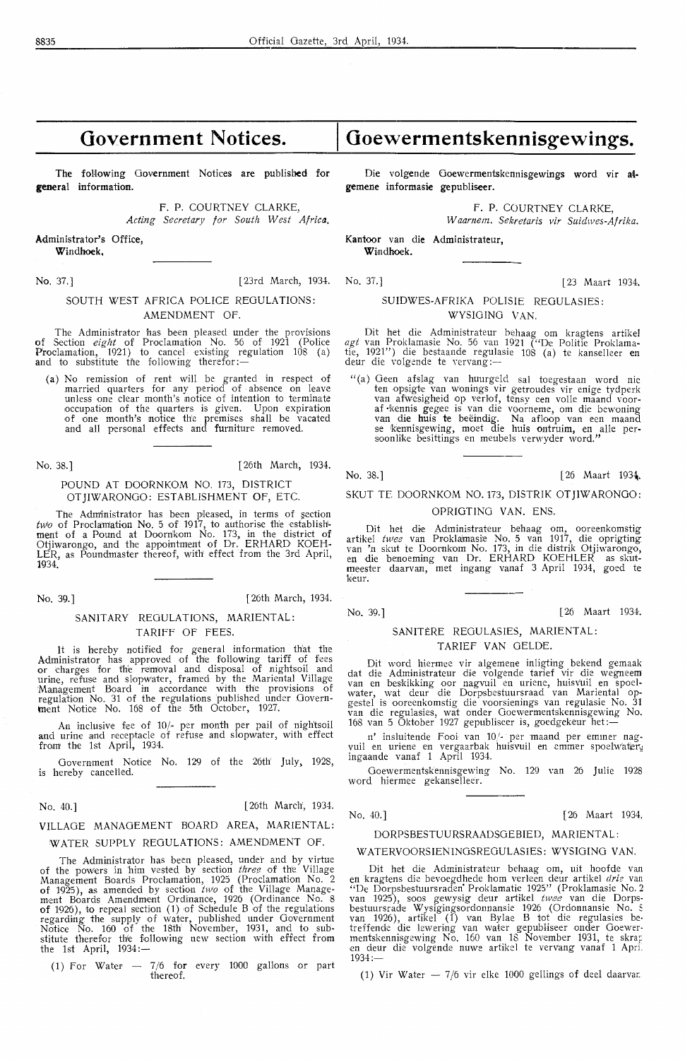# Government Notices.

The following Government Notices are published for general information.

F. P. COURTNEY CLARKE,
*Acting Secretary for South West Africa.*

Administrator's Office,
Windhoek,

No. 37.] [23rd March, 1934.

## SOUTH WEST AFRICA POLICE REGULATIONS: AMENDMENT OF.

The Administrator has been pleased under the provisions of Section *eight* of Proclamation No. 56 of 1921 (Police Proclamation, 1921) to cancel existing regulation 108 (a) and to substitute the following therefor:—

(a) No remission of rent will be granted in respect of married quarters for any period of absence on leave unless one clear month's notice of intention to terminate occupation of the quarters is given. Upon expiration of one month's notice the premises shall be vacated and all personal effects and furniture removed.

No. 38.] [26th March, 1934.

## POUND AT DOORNKOM NO. 173, DISTRICT OTJIWARONGO: ESTABLISHMENT OF, ETC.

The Administrator has been pleased, in terms of section *two* of Proclamation No. 5 of 1917, to authorise the establishment of a Pound at Doornkom No. 173, in the district of Otjiwarongo, and the appointment of Dr. ERHARD KOEHLER, as Poundmaster thereof, with effect from the 3rd April, 1934.

No. 39.] [26th March, 1934.

## SANITARY REGULATIONS, MARIENTAL: TARIFF OF FEES.

It is hereby notified for general information that the Administrator has approved of the following tariff of fees or charges for the removal and disposal of nightsoil and urine, refuse and slopwater, framed by the Mariental Village Management Board in accordance with the provisions of regulation No. 31 of the regulations published under Government Notice No. 168 of the 5th October, 1927.

An inclusive fee of 10/- per month per pail of nightsoil and urine and receptacle of refuse and slopwater, with effect from the 1st April, 1934.

Government Notice No. 129 of the 26th July, 1928, is hereby cancelled.

No. 40.] [26th March, 1934.

## VILLAGE MANAGEMENT BOARD AREA, MARIENTAL: WATER SUPPLY REGULATIONS: AMENDMENT OF.

The Administrator has been pleased, under and by virtue of the powers in him vested by section *three* of the Village Management Boards Proclamation, 1925 (Proclamation No. 2 of 1925), as amended by section *two* of the Village Management Boards Amendment Ordinance, 1926 (Ordinance No. 8 of 1926), to repeal section (1) of Schedule B of the regulations regarding the supply of water, published under Government Notice No. 160 of the 18th November, 1931, and to substitute therefor the following new section with effect from the 1st April, 1934:—

(1) For Water — 7/6 for every 1000 gallons or part thereof.

# Goewermentskennisgewings.

Die volgende Goewermentskennisgewings word vir algemene informasie gepubliseer.

F. P. COURTNEY CLARKE,
*Waarnem. Sekretaris vir Suidwes-Afrika.*

Kantoor van die Administrateur,
Windhoek.

No. 37.] [23 Maart 1934.

## SUIDWES-AFRIKA POLISIE REGULASIES: WYSIGING VAN.

Dit het die Administrateur behaag om kragtens artikel *agt* van Proklamasie No. 56 van 1921 ("De Politie Proklamatie, 1921") die bestaande regulasie 108 (a) te kanselleer en deur die volgende te vervang:—

"(a) Geen afslag van huurgeld sal toegestaan word nie ten opsigte van wonings vir getroudes vir enige tydperk van afwesigheid op verlof, tensy een volle maand voorafkennis gegee is van die voorneme, om die bewoning van die huis te beëindig. Na afloop van een maand se kennisgewing, moet die huis ontruim, en alle persoonlike besittings en meubels verwyder word."

No. 38.] [26 Maart 1934.

## SKUT TE DOORNKOM NO. 173, DISTRIK OTJIWARONGO: OPRIGTING VAN. ENS.

Dit het die Administrateur behaag om, ooreenkomstig artikel *twee* van Proklamasie No. 5 van 1917, die oprigting van 'n skut te Doornkom No. 173, in die distrik Otjiwarongo, en die benoeming van Dr. ERHARD KOEHLER as skutmeester daarvan, met ingang vanaf 3 April 1934, goed te keur.

No. 39.] [26 Maart 1934.

## SANITÊRE REGULASIES, MARIENTAL: TARIEF VAN GELDE.

Dit word hiermee vir algemene inligting bekend gemaak dat die Administrateur die volgende tarief vir die wegneem van en beskikking oor nagvuil en uriene, huisvuil en spoelwater, wat deur die Dorpsbestuursraad van Mariental opgestel is ooreenkomstig die voorsienings van regulasie No. 31 van die regulasies, wat onder Goewermentskennisgewing No. 168 van 5 Oktober 1927 gepubliseer is, goedgekeur het:—

n' insluitende Fooi van 10/- per maand per emmer nagvuil en uriene en vergaarbak huisvuil en emmer spoelwater, ingaande vanaf 1 April 1934.

Goewermentskennisgewing No. 129 van 26 Julie 1928 word hiermee gekanselleer.

No. 40.] [26 Maart 1934.

## DORPSBESTUURSRAADSGEBIED, MARIENTAL: WATERVOORSIENINGSREGULASIES: WYSIGING VAN.

Dit het die Administrateur behaag om, uit hoofde van en kragtens die bevoegdhede hom verleen deur artikel *drie* van "De Dorpsbestuursraden Proklamatie 1925" (Proklamasie No. 2 van 1925), soos gewysig deur artikel *twee* van die Dorpsbestuursrade Wysigingsordonnansie 1926 (Ordonnansie No. 8 van 1926), artikel (1) van Bylae B tot die regulasies betreffende die lewering van water gepubliseer onder Goewermentskennisgewing No. 160 van 18 November 1931, te skrap en deur die volgende nuwe artikel te vervang vanaf 1 April 1934:—

(1) Vir Water — 7/6 vir elke 1000 gellings of deel daarvan.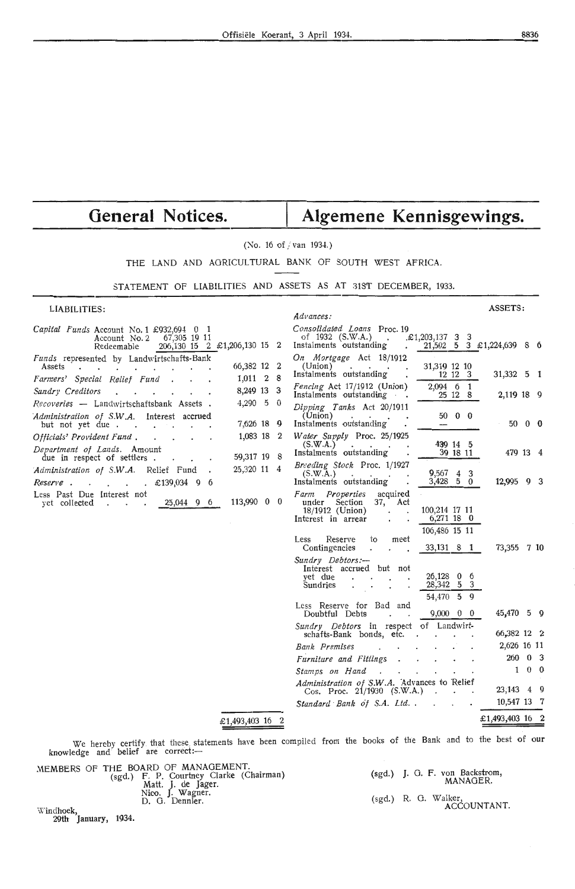# General Notices. | Algemene Kennisgewings.

(No. 16 of / van 1934.)

THE LAND AND AGRICULTURAL BANK OF SOUTH WEST AFRICA.

STATEMENT OF LIABILITIES AND ASSETS AS AT 31ST DECEMBER, 1933.

| LIABILITIES: | | |
|---|---|---|
| *Capital Funds* Account No. 1 | £932,694 0 1 | |
| Account No. 2 | 67,305 19 11 | |
| Redeemable | 206,130 15 2 | £1,206,130 15 2 |
| *Funds* represented by Landwirtschafts-Bank Assets | | 66,382 12 2 |
| *Farmers' Special Relief Fund* | | 1,011 2 8 |
| *Sundry Creditors* | | 8,249 13 3 |
| *Recoveries* — Landwirtschaftsbank Assets | | 4,290 5 0 |
| *Administration of S.W.A.* Interest accrued but not yet due | | 7,626 18 9 |
| *Officials' Provident Fund* | | 1,083 18 2 |
| *Department of Lands.* Amount due in respect of settlers | | 59,317 19 8 |
| *Administration of S.W.A.* Relief Fund | | 25,320 11 4 |
| *Reserve* | £139,034 9 6 | |
| Less Past Due Interest not yet collected | 25,044 9 6 | 113,990 0 0 |
| | | £1,493,403 16 2 |

| ASSETS: | | |
|---|---|---|
| *Advances:* | | |
| *Consolidated Loans* Proc. 19 of 1932 (S.W.A.) | £1,203,137 3 3 | |
| Instalments outstanding | 21,502 5 3 | £1,224,639 8 6 |
| *On Mortgage* Act 18/1912 (Union) | 31,319 12 10 | |
| Instalments outstanding | 12 12 3 | 31,332 5 1 |
| *Fencing* Act 17/1912 (Union) | 2,094 6 1 | |
| Instalments outstanding | 25 12 8 | 2,119 18 9 |
| *Dipping Tanks* Act 20/1911 (Union) | 50 0 0 | |
| Instalments outstanding | — | 50 0 0 |
| *Water Supply* Proc. 25/1925 (S.W.A.) | 439 14 5 | |
| Instalments outstanding | 39 18 11 | 479 13 4 |
| *Breeding Stock* Proc. 1/1927 (S.W.A.) | 9,567 4 3 | |
| Instalments outstanding | 3,428 5 0 | 12,995 9 3 |
| *Farm Properties* acquired under Section 37, Act 18/1912 (Union) | 100,214 17 11 | |
| Interest in arrear | 6,271 18 0 | |
| | 106,486 15 11 | |
| Less Reserve to meet Contingencies | 33,131 8 1 | 73,355 7 10 |
| *Sundry Debtors:*— | | |
| Interest accrued but not yet due | 26,128 0 6 | |
| Sundries | 28,342 5 3 | |
| | 54,470 5 9 | |
| Less Reserve for Bad and Doubtful Debts | 9,000 0 0 | 45,470 5 9 |
| *Sundry Debtors* in respect of Landwirtschafts-Bank bonds, etc. | | 66,382 12 2 |
| *Bank Premises* | | 2,626 16 11 |
| *Furniture and Fittings* | | 260 0 3 |
| *Stamps on Hand* | | 1 0 0 |
| *Administration of S.W.A.* Advances to Relief Cos. Proc. 21/1930 (S.W.A.) | | 23,143 4 9 |
| *Standard Bank of S.A. Ltd.* | | 10,547 13 7 |
| | | £1,493,403 16 2 |

We hereby certify that these statements have been compiled from the books of the Bank and to the best of our knowledge and belief are correct:—

MEMBERS OF THE BOARD OF MANAGEMENT.
(sgd.) F. P. Courtney Clarke (Chairman)
Matt. J. de Jager.
Nico. J. Wagner.
D. G. Dennler.

(sgd.) J. G. F. von Backstrom,
MANAGER.

(sgd.) R. G. Walker,
ACCOUNTANT.

Windhoek,
29th January, 1934.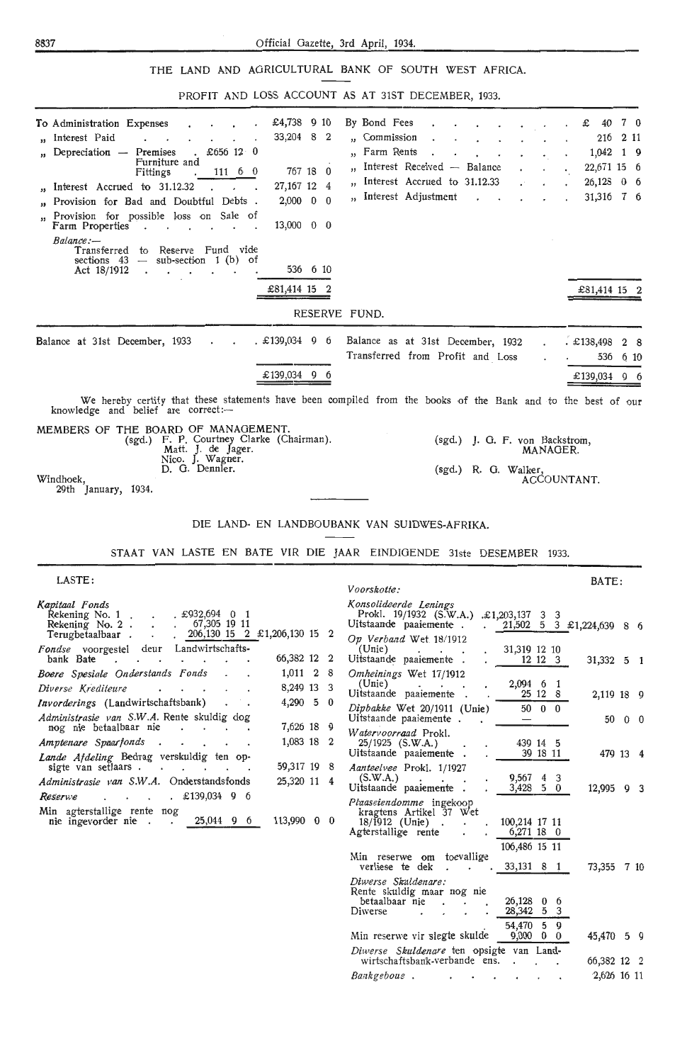## THE LAND AND AGRICULTURAL BANK OF SOUTH WEST AFRICA.

### PROFIT AND LOSS ACCOUNT AS AT 31ST DECEMBER, 1933.

| | | | | |
|---|---|---|---|---|
| To Administration Expenses | | £4,738 9 10 | By Bond Fees | £ 40 7 0 |
| " Interest Paid | | 33,204 8 2 | " Commission | 216 2 11 |
| " Depreciation — Premises | £656 12 0 | | " Farm Rents | 1,042 1 9 |
| Furniture and Fittings | 111 6 0 | 767 18 0 | " Interest Received — Balance | 22,671 15 6 |
| " Interest Accrued to 31.12.32 | | 27,167 12 4 | " Interest Accrued to 31.12.33 | 26,128 0 6 |
| " Provision for Bad and Doubtful Debts | | 2,000 0 0 | " Interest Adjustment | 31,316 7 6 |
| " Provision for possible loss on Sale of Farm Properties | | 13,000 0 0 | | |
| *Balance*:— Transferred to Reserve Fund vide sections 43 — sub-section 1 (b) of Act 18/1912 | | 536 6 10 | | |
| | | £81,414 15 2 | | £81,414 15 2 |

### RESERVE FUND.

| | | | |
|---|---|---|---|
| Balance at 31st December, 1933 | £139,034 9 6 | Balance as at 31st December, 1932 | £138,498 2 8 |
| | | Transferred from Profit and Loss | 536 6 10 |
| | £139,034 9 6 | | £139,034 9 6 |

We hereby certify that these statements have been compiled from the books of the Bank and to the best of our knowledge and belief are correct:—

MEMBERS OF THE BOARD OF MANAGEMENT.
(sgd.) F. P. Courtney Clarke (Chairman).
Matt. J. de Jager.
Nico. J. Wagner.
D. G. Dennler.

(sgd.) J. G. F. von Backstrom, MANAGER.

(sgd.) R. G. Walker, ACCOUNTANT.

Windhoek,
29th January, 1934.

---

## DIE LAND- EN LANDBOUBANK VAN SUIDWES-AFRIKA.

### STAAT VAN LASTE EN BATE VIR DIE JAAR EINDIGENDE 31ste DESEMBER 1933.

| LASTE: | | | BATE: | | |
|---|---|---|---|---|---|
| | | | *Voorskotte:* | | |
| *Kapitaal Fonds* | | | *Konsolideerde Lenings* | | |
| Rekening No. 1 | £932,694 0 1 | | Prokl. 19/1932 (S.W.A.) | £1,203,137 3 3 | |
| Rekening No. 2 | 67,305 19 11 | | Uitstaande paaiemente | 21,502 5 3 | £1,224,639 8 6 |
| Terugbetaalbaar | 206,130 15 2 | £1,206,130 15 2 | *Op Verband* Wet 18/1912 (Unie) | 31,319 12 10 | |
| *Fondse* voorgestel deur Landwirtschaftsbank Bate | | 66,382 12 2 | Uitstaande paaiemente | 12 12 3 | 31,332 5 1 |
| *Boere Spesiale Onderstands Fonds* | | 1,011 2 8 | *Omheinings* Wet 17/1912 (Unie) | 2,094 6 1 | |
| *Diverse Krediteure* | | 8,249 13 3 | Uitstaande paaiemente | 25 12 8 | 2,119 18 9 |
| *Invorderings* (Landwirtschaftsbank) | | 4,290 5 0 | *Dipbakke* Wet 20/1911 (Unie) | 50 0 0 | |
| *Administrasie van S.W.A.* Rente skuldig dog nog nie betaalbaar nie | | 7,626 18 9 | Uitstaande paaiemente | — | 50 0 0 |
| *Amptenare Spaarfonds* | | 1,083 18 2 | *Watervoorraad* Prokl. 25/1925 (S.W.A.) | 439 14 5 | |
| *Lande Afdeling* Bedrag verskuldig ten opsigte van setlaars | | 59,317 19 8 | Uitstaande paaiemente | 39 18 11 | 479 13 4 |
| *Administrasie van S.W.A.* Onderstandsfonds | | 25,320 11 4 | *Aanteelvee* Prokl. 1/1927 (S.W.A.) | 9,567 4 3 | |
| *Reserwe* | £139,034 9 6 | | Uitstaande paaiemente | 3,428 5 0 | 12,995 9 3 |
| Min agterstallige rente nog nie ingevorder nie | 25,044 9 6 | 113,990 0 0 | *Plaaseiendomme* ingekoop kragtens Artikel 37 Wet 18/1912 (Unie) | 100,214 17 11 | |
| | | | Agterstallige rente | 6,271 18 0 | |
| | | | | 106,486 15 11 | |
| | | | Min reserwe om toevallige verliese te dek | 33,131 8 1 | 73,355 7 10 |
| | | | *Diverse Skuldenare:* Rente skuldig maar nog nie betaalbaar nie | 26,128 0 6 | |
| | | | Diverse | 28,342 5 3 | |
| | | | | 54,470 5 9 | |
| | | | Min reserwe vir slegte skulde | 9,000 0 0 | 45,470 5 9 |
| | | | *Diverse Skuldenare* ten opsigte van Landwirtschaftsbank-verbande ens. | | 66,382 12 2 |
| | | | *Bankgeboue* | | 2,626 16 11 |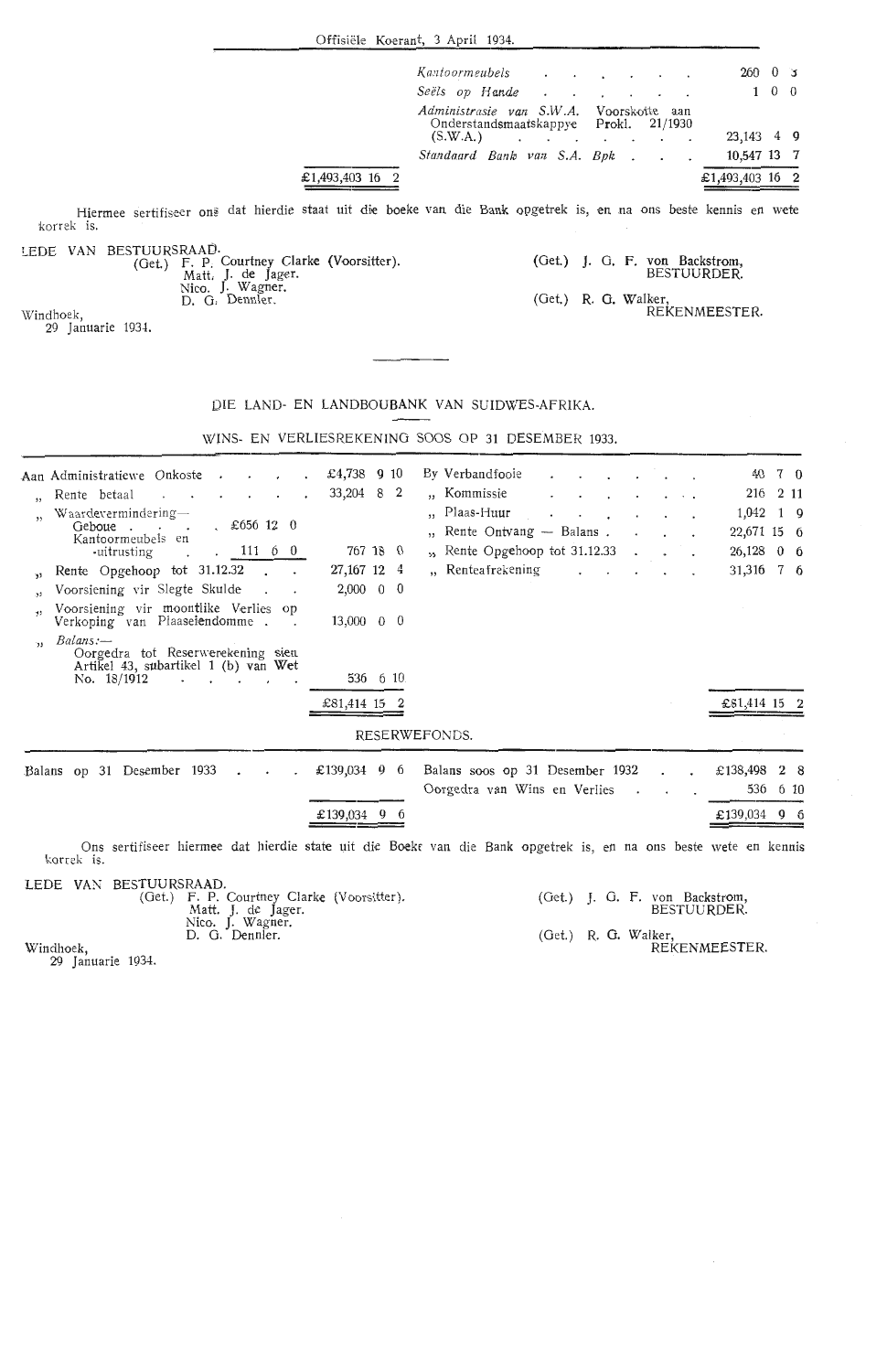| | | | |
|---|---|---|---|
| | | *Kantoormeubels* | 260 0 3 |
| | | *Seëls op Hande* | 1 0 0 |
| | | *Administrasie van S.W.A.* Voorskotte aan Onderstandsmaatskappye Prokl. 21/1930 (S.W.A.) | 23,143 4 9 |
| | | *Standaard Bank van S.A. Bpk* | 10,547 13 7 |
| | £1,493,403 16 2 | | £1,493,403 16 2 |

Hiermee sertifiseer ons dat hierdie staat uit die boeke van die Bank opgetrek is, en na ons beste kennis en wete korrek is.

LEDE VAN BESTUURSRAAD.
(Get.) F. P. Courtney Clarke (Voorsitter).
Matt. J. de Jager.
Nico. J. Wagner.
D. G. Dennler.

(Get.) J. G. F. von Backstrom,
BESTUURDER.

(Get.) R. G. Walker,
REKENMEESTER.

Windhoek,
29 Januarie 1934.

## DIE LAND- EN LANDBOUBANK VAN SUIDWES-AFRIKA.

### WINS- EN VERLIESREKENING SOOS OP 31 DESEMBER 1933.

| | | | | |
|---|---|---|---|---|
| Aan Administratiewe Onkoste | | £4,738 9 10 | By Verbandfooie | 40 7 0 |
| ,, Rente betaal | | 33,204 8 2 | ,, Kommissie | 216 2 11 |
| ,, Waardevermindering— Geboue | £656 12 0 | | ,, Plaas-Huur | 1,042 1 9 |
| Kantoormeubels en -uitrusting | 111 6 0 | 767 18 0 | ,, Rente Ontvang — Balans | 22,671 15 6 |
| ,, Rente Opgehoop tot 31.12.32 | | 27,167 12 4 | ,, Rente Opgehoop tot 31.12.33 | 26,128 0 6 |
| ,, Voorsiening vir Slegte Skulde | | 2,000 0 0 | ,, Renteafrekening | 31,316 7 6 |
| ,, Voorsiening vir moontlike Verlies op Verkoping van Plaaseiendomme | | 13,000 0 0 | | |
| ,, *Balans:*— Oorgedra tot Reserwerekening sien Artikel 43, subartikel 1 (b) van Wet No. 18/1912 | | 536 6 10 | | |
| | | £81,414 15 2 | | £81,414 15 2 |

### RESERWEFONDS.

| | | | |
|---|---|---|---|
| Balans op 31 Desember 1933 | £139,034 9 6 | Balans soos op 31 Desember 1932 | £138,498 2 8 |
| | | Oorgedra van Wins en Verlies | 536 6 10 |
| | £139,034 9 6 | | £139,034 9 6 |

Ons sertifiseer hiermee dat hierdie state uit die Boeke van die Bank opgetrek is, en na ons beste wete en kennis korrek is.

LEDE VAN BESTUURSRAAD.
(Get.) F. P. Courtney Clarke (Voorsitter).
Matt. J. de Jager.
Nico. J. Wagner.
D. G. Dennler.

(Get.) J. G. F. von Backstrom,
BESTUURDER.

(Get.) R. G. Walker,
REKENMEESTER.

Windhoek,
29 Januarie 1934.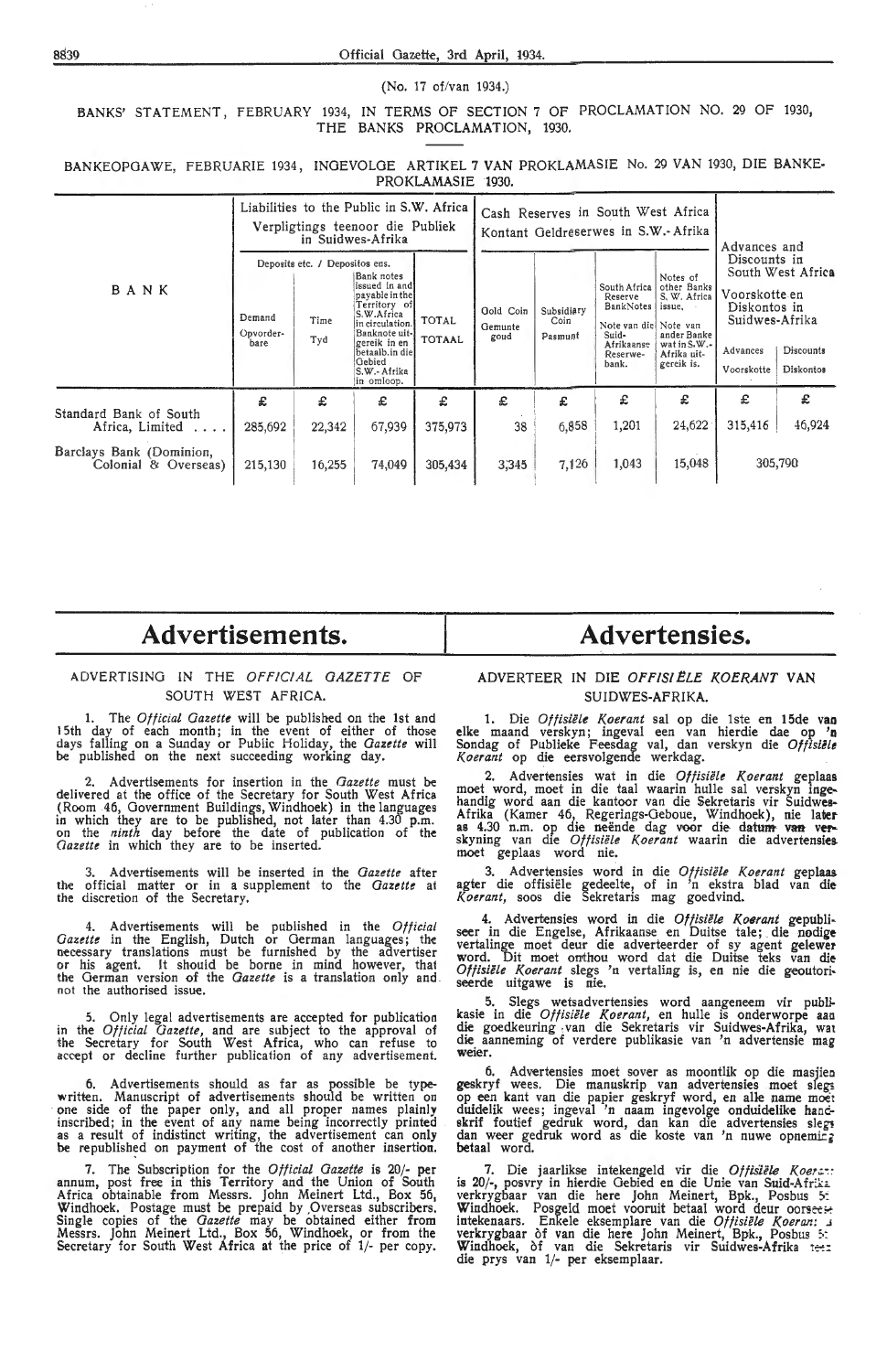(No. 17 of/van 1934.)

BANKS' STATEMENT, FEBRUARY 1934, IN TERMS OF SECTION 7 OF PROCLAMATION NO. 29 OF 1930, THE BANKS PROCLAMATION, 1930.

BANKEOPGAWE, FEBRUARIE 1934, INGEVOLGE ARTIKEL 7 VAN PROKLAMASIE No. 29 VAN 1930, DIE BANKE-PROKLAMASIE 1930.

| BANK | Liabilities to the Public in S.W. Africa / Verpligtings teenoor die Publiek in Suidwes-Afrika | | | | Cash Reserves in South West Africa / Kontant Geldreserwes in S.W.-Afrika | | | | Advances and Discounts in South West Africa / Voorskotte en Diskontos in Suidwes-Afrika | |
|---|---|---|---|---|---|---|---|---|---|---|
| | Deposits etc. / Depositos ens. | | | | | | | | | |
| | Demand / Opvorderbare | Time / Tyd | Bank notes issued in and payable in the Territory of S.W.Africa in circulation. / Banknote uitgereik in en betaalb. in die Gebied S.W.-Afrika in omloop. | TOTAL / TOTAAL | Gold Coin / Gemunte goud | Subsidiary Coin / Pasmunt | South Africa Reserve BankNotes / Note van die Suid-Afrikaanse Reserwebank. | Notes of other Banks S.W. Africa issue. / Note van ander Banke wat in S.W.-Afrika uitgereik is. | Advances / Voorskotte | Discounts / Diskontos |
| | £ | £ | £ | £ | £ | £ | £ | £ | £ | £ |
| Standard Bank of South Africa, Limited .... | 285,692 | 22,342 | 67,939 | 375,973 | 38 | 6,858 | 1,201 | 24,622 | 315,416 | 46,924 |
| Barclays Bank (Dominion, Colonial & Overseas) | 215,130 | 16,255 | 74,049 | 305,434 | 3,345 | 7,126 | 1,043 | 15,048 | 305,790 | |

# Advertisements.

## ADVERTISING IN THE *OFFICIAL GAZETTE* OF SOUTH WEST AFRICA.

1. The *Official Gazette* will be published on the 1st and 15th day of each month; in the event of either of those days falling on a Sunday or Public Holiday, the *Gazette* will be published on the next succeeding working day.

2. Advertisements for insertion in the *Gazette* must be delivered at the office of the Secretary for South West Africa (Room 46, Government Buildings, Windhoek) in the languages in which they are to be published, not later than 4.30 p.m. on the *ninth* day before the date of publication of the *Gazette* in which they are to be inserted.

3. Advertisements will be inserted in the *Gazette* after the official matter or in a supplement to the *Gazette* at the discretion of the Secretary.

4. Advertisements will be published in the *Official Gazette* in the English, Dutch or German languages; the necessary translations must be furnished by the advertiser or his agent. It should be borne in mind however, that the German version of the *Gazette* is a translation only and not the authorised issue.

5. Only legal advertisements are accepted for publication in the *Official Gazette*, and are subject to the approval of the Secretary for South West Africa, who can refuse to accept or decline further publication of any advertisement.

6. Advertisements should as far as possible be typewritten. Manuscript of advertisements should be written on one side of the paper only, and all proper names plainly inscribed; in the event of any name being incorrectly printed as a result of indistinct writing, the advertisement can only be republished on payment of the cost of another insertion.

7. The Subscription for the *Official Gazette* is 20/- per annum, post free in this Territory and the Union of South Africa obtainable from Messrs. John Meinert Ltd., Box 56, Windhoek. Postage must be prepaid by Overseas subscribers. Single copies of the *Gazette* may be obtained either from Messrs. John Meinert Ltd., Box 56, Windhoek, or from the Secretary for South West Africa at the price of 1/- per copy.

# Advertensies.

## ADVERTEER IN DIE *OFFISIËLE KOERANT* VAN SUIDWES-AFRIKA.

1. Die *Offisiële Koerant* sal op die 1ste en 15de van elke maand verskyn; ingeval een van hierdie dae op 'n Sondag of Publieke Feesdag val, dan verskyn die *Offisiële Koerant* op die eersvolgende werkdag.

2. Advertensies wat in die *Offisiële Koerant* geplaas moet word, moet in die taal waarin hulle sal verskyn ingehandig word aan die kantoor van die Sekretaris vir Suidwes-Afrika (Kamer 46, Regerings-Geboue, Windhoek), nie later as 4.30 n.m. op die neënde dag voor die datum van verskyning van die *Offisiële Koerant* waarin die advertensies moet geplaas word nie.

3. Advertensies word in die *Offisiële Koerant* geplaas agter die offisiële gedeelte, of in 'n ekstra blad van die *Koerant*, soos die Sekretaris mag goedvind.

4. Advertensies word in die *Offisiële Koerant* gepubliseer in die Engelse, Afrikaanse en Duitse tale; die nodige vertalinge moet deur die adverteerder of sy agent gelewer word. Dit moet onthou word dat die Duitse teks van die *Offisiële Koerant* slegs 'n vertaling is, en nie die geoutoriseerde uitgawe is nie.

5. Slegs wetsadvertensies word aangeneem vir publikasie in die *Offisiële Koerant*, en hulle is onderworpe aan die goedkeuring van die Sekretaris vir Suidwes-Afrika, wat die aanneming of verdere publikasie van 'n advertensie mag weier.

6. Advertensies moet sover as moontlik op die masjien geskryf wees. Die manuskrip van advertensies moet slegs op een kant van die papier geskryf word, en alle name moet duidelik wees; ingeval 'n naam ingevolge onduidelike handskrif foutief gedruk word, dan kan die advertensies slegs dan weer gedruk word as die koste van 'n nuwe opneming betaal word.

7. Die jaarlikse intekengeld vir die *Offisiële Koerant* is 20/-, posvry in hierdie Gebied en die Unie van Suid-Afrika verkrygbaar van die here John Meinert, Bpk., Posbus 56, Windhoek. Posgeld moet vooruit betaal word deur oorseese intekenaars. Enkele eksemplare van die *Offisiële Koerant* is verkrygbaar òf van die here John Meinert, Bpk., Posbus 56, Windhoek, òf van die Sekretaris vir Suidwes-Afrika teen die prys van 1/- per eksemplaar.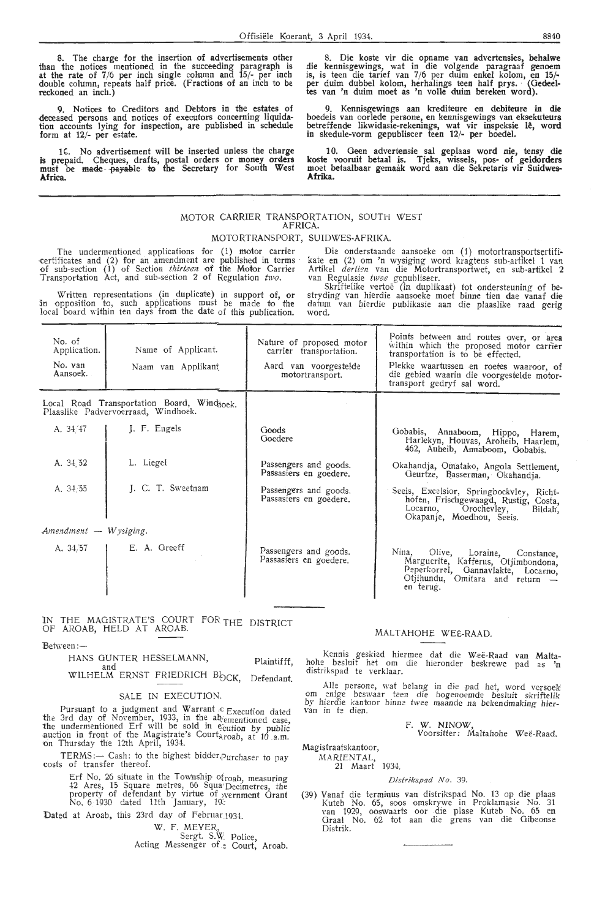8. The charge for the insertion of advertisements other than the notices mentioned in the succeeding paragraph is at the rate of 7/6 per inch single column and 15/- per inch double column, repeats half price. (Fractions of an inch to be reckoned an inch.)

9. Notices to Creditors and Debtors in the estates of deceased persons and notices of executors concerning liquidation accounts lying for inspection, are published in schedule form at 12/- per estate.

10. No advertisement will be inserted unless the charge is prepaid. Cheques, drafts, postal orders or money orders must be made payable to the Secretary for South West Africa.

8. Die koste vir die opname van advertensies, behalwe die kennisgewings, wat in die volgende paragraaf genoem is, is teen die tarief van 7/6 per duim enkel kolom, en 15/- per duim dubbel kolom, herhalings teen half prys. (Gedeeltes van 'n duim moet as 'n volle duim bereken word).

9. Kennisgewings aan krediteure en debiteure in die boedels van oorlede persone, en kennisgewings van eksekuteurs betreffende likwidasie-rekenings, wat vir inspeksie lê, word in skedule-vorm gepubliseer teen 12/- per boedel.

10. Geen advertensie sal geplaas word nie, tensy die koste vooruit betaal is. Tjeks, wissels, pos- of geldorders moet betaalbaar gemaak word aan die Sekretaris vir Suidwes-Afrika.

## MOTOR CARRIER TRANSPORTATION, SOUTH WEST AFRICA.

## MOTORTRANSPORT, SUIDWES-AFRIKA.

The undermentioned applications for (1) motor carrier certificates and (2) for an amendment are published in terms of sub-section (1) of Section *thirteen* of the Motor Carrier Transportation Act, and sub-section 2 of Regulation *two*.

Written representations (in duplicate) in support of, or in opposition to, such applications must be made to the local board within ten days from the date of this publication.

Die onderstaande aansoeke om (1) motortransportsertifikate en (2) om 'n wysiging word kragtens sub-artikel 1 van Artikel *dertien* van die Motortransportwet, en sub-artikel 2 van Regulasie *twee* gepubliseer.

Skriftelike vertoë (in duplikaat) tot ondersteuning of bestryding van hierdie aansoeke moet binne tien dae vanaf die datum van hierdie publikasie aan die plaaslike raad gerig word.

| No. of Application. / No. van Aansoek. | Name of Applicant. / Naam van Applikant. | Nature of proposed motor carrier transportation. / Aard van voorgestelde motortransport. | Points between and routes over, or area within which the proposed motor carrier transportation is to be effected. / Plekke waartussen en roetes waaroor, of die gebied waarin die voorgestelde motortransport gedryf sal word. |
|---|---|---|---|
| Local Road Transportation Board, Windhoek. Plaaslike Padvervoerraad, Windhoek. | | | |
| A. 34/47 | J. F. Engels | Goods / Goedere | Gobabis, Annaboom, Hippo, Harem, Harlekyn, Houvas, Aroheib, Haarlem, 462, Auheib, Annaboom, Gobabis. |
| A. 34/52 | L. Liegel | Passengers and goods. / Passasiers en goedere. | Okahandja, Omatako, Angola Settlement, Geurtze, Basserman, Okahandja. |
| A. 34/55 | J. C. T. Sweetnam | Passengers and goods. / Passasiers en goedere. | Seeis, Excelsior, Springbockvley, Richthofen, Frischgewaagd, Rustig, Costa, Locarno, Orochevley, Bildah, Okapanje, Moedhou, Seeis. |
| *Amendment — Wysiging.* | | | |
| A. 34/57 | E. A. Greeff | Passengers and goods. / Passasiers en goedere. | Nina, Olive, Loraine, Constance, Marguerite, Kafferus, Otjimbondona, Peperkorrel, Gannavlakte, Locarno, Otjihundu, Omitara and return — en terug. |

IN THE MAGISTRATE'S COURT FOR THE DISTRICT OF AROAB, HELD AT AROAB.

Between:—

HANS GUNTER HESSELMANN, Plaintifff,
and
WILHELM ERNST FRIEDRICH BLOCK, Defendant.

### SALE IN EXECUTION.

Pursuant to a judgment and Warrant of Execution dated the 3rd day of November, 1933, in the abovementioned case, the undermentioned Erf will be sold in execution by public auction in front of the Magistrate's Court, Aroab, at 10 a.m. on Thursday the 12th April, 1934.

TERMS:— Cash: to the highest bidder, Purchaser to pay costs of transfer thereof.

Erf No. 26 situate in the Township of Aroab, measuring 42 Ares, 15 Square metres, 66 Square Decimetres, the property of defendant by virtue of Government Grant No. 6 1930 dated 11th January, 193-

Dated at Aroab, this 23rd day of February 1934.

W. F. MEYER,
Sergt. S.W. Police,
Acting Messenger of Court, Aroab.

### MALTAHOHE WEË-RAAD.

Kennis geskied hiermee dat die Weë-Raad van Maltahohe besluit het om die hieronder beskrewe pad as 'n distrikspad te verklaar.

Alle persone, wat belang in die pad het, word versoek om enige beswaar teen die bogenoemde besluit skriftelik by hierdie kantoor binne twee maande na bekendmaking hiervan in te dien.

F. W. NINOW,
Voorsitter: Maltahohe Weë-Raad.

Magistraatskantoor,
MARIENTAL,
21 Maart 1934.

*Distrikspad No. 39.*

(39) Vanaf die terminus van distrikspad No. 13 op die plaas Kuteb No. 65, soos omskrywe in Proklamasie No. 31 van 1929, ooswaarts oor die plase Kuteb No. 65 en Graal No. 62 tot aan die grens van die Gibeonse Distrik.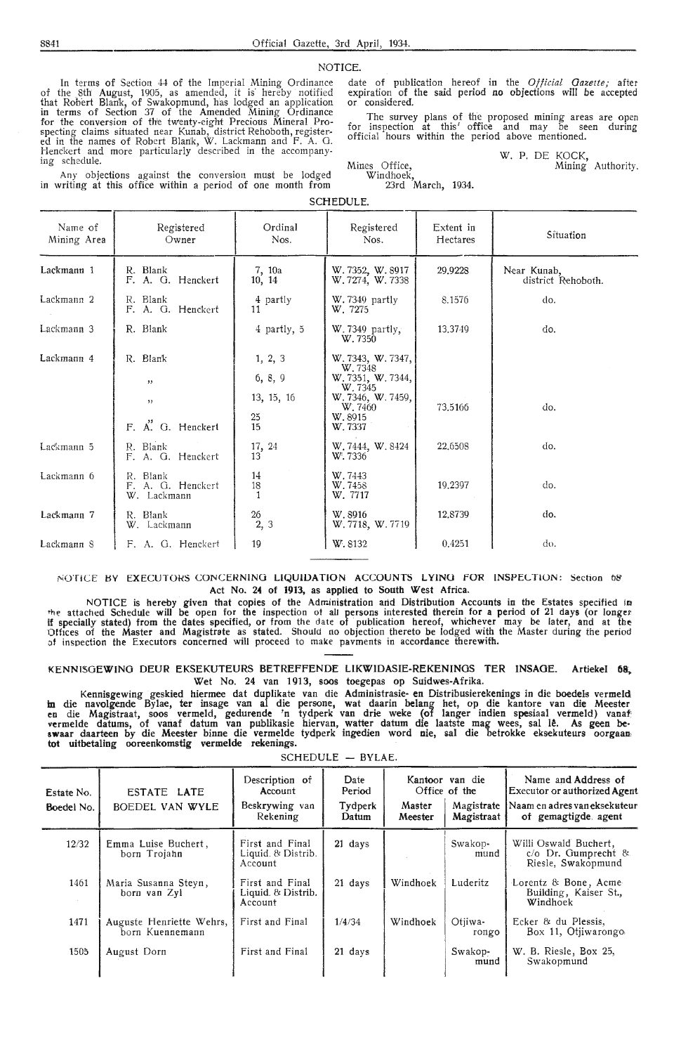## NOTICE.

In terms of Section 44 of the Imperial Mining Ordinance of the 8th August, 1905, as amended, it is hereby notified that Robert Blank, of Swakopmund, has lodged an application in terms of Section 37 of the Amended Mining Ordinance for the conversion of the twenty-eight Precious Mineral Prospecting claims situated near Kunab, district Rehoboth, registered in the names of Robert Blank, W. Lackmann and F. A. G. Henckert and more particularly described in the accompanying schedule.

Any objections against the conversion must be lodged in writing at this office within a period of one month from date of publication hereof in the *Official Gazette;* after expiration of the said period no objections will be accepted or considered.

The survey plans of the proposed mining areas are open for inspection at this office and may be seen during official hours within the period above mentioned.

W. P. DE KOCK,
Mining Authority.

Mines Office,
Windhoek,
23rd March, 1934.

### SCHEDULE.

| Name of Mining Area | Registered Owner | Ordinal Nos. | Registered Nos. | Extent in Hectares | Situation |
|---|---|---|---|---|---|
| Lackmann 1 | R. Blank<br>F. A. G. Henckert | 7, 10a<br>10, 14 | W. 7352, W. 8917<br>W. 7274, W. 7338 | 29.9228 | Near Kunab, district Rehoboth. |
| Lackmann 2 | R. Blank<br>F. A. G. Henckert | 4 partly<br>11 | W. 7349 partly<br>W. 7275 | 8.1576 | do. |
| Lackmann 3 | R. Blank | 4 partly, 5 | W. 7349 partly, W. 7350 | 13.3749 | do. |
| Lackmann 4 | R. Blank<br>"<br>"<br>"<br>F. A. G. Henckert | 1, 2, 3<br>6, 8, 9<br>13, 15, 16<br>25<br>15 | W. 7343, W. 7347, W. 7348<br>W. 7351, W. 7344, W. 7345<br>W. 7346, W. 7459, W. 7460<br>W. 8915<br>W. 7337 | 73.5166 | do. |
| Lackmann 5 | R. Blank<br>F. A. G. Henckert | 17, 24<br>13 | W. 7444, W. 8424<br>W. 7336 | 22.6508 | do. |
| Lackmann 6 | R. Blank<br>F. A. G. Henckert<br>W. Lackmann | 14<br>18<br>1 | W. 7443<br>W. 7458<br>W. 7717 | 19.2397 | do. |
| Lackmann 7 | R. Blank<br>W. Lackmann | 26<br>2, 3 | W. 8916<br>W. 7718, W. 7719 | 12.8739 | do. |
| Lackmann 8 | F. A. G. Henckert | 19 | W. 8132 | 0.4251 | do. |

## NOTICE BY EXECUTORS CONCERNING LIQUIDATION ACCOUNTS LYING FOR INSPECTION: Section 68 Act No. 24 of 1913, as applied to South West Africa.

NOTICE is hereby given that copies of the Administration and Distribution Accounts in the Estates specified in the attached Schedule will be open for the inspection of all persons interested therein for a period of 21 days (or longer if specially stated) from the dates specified, or from the date of publication hereof, whichever may be later, and at the Offices of the Master and Magistrate as stated. Should no objection thereto be lodged with the Master during the period of inspection the Executors concerned will proceed to make payments in accordance therewith.

## KENNISGEWING DEUR EKSEKUTEURS BETREFFENDE LIKWIDASIE-REKENINGS TER INSAGE. Artiekel 68, Wet No. 24 van 1913, soos toegepas op Suidwes-Afrika.

Kennisgewing geskied hiermee dat duplikate van die Administrasie- en Distribusierekenings in die boedels vermeld in die navolgende Bylae, ter insage van al die persone, wat daarin belang het, op die kantore van die Meester en die Magistraat, soos vermeld, gedurende 'n tydperk van drie weke (of langer indien spesiaal vermeld) vanaf vermelde datums, of vanaf datum van publikasie hiervan, watter datum die laatste mag wees, sal lê. As geen beswaar daarteen by die Meester binne die vermelde tydperk ingedien word nie, sal die betrokke eksekuteurs oorgaan tot uitbetaling ooreenkomstig vermelde rekenings.

### SCHEDULE — BYLAE.

| Estate No.<br>Boedel No. | ESTATE LATE<br>BOEDEL VAN WYLE | Description of Account<br>Beskrywing van Rekening | Date Period<br>Tydperk Datum | Kantoor van die Office of the<br>Master<br>Meester | <br>Magistrate<br>Magistraat | Name and Address of Executor or authorized Agent<br>Naam en adres van eksekuteur of gemagtigde agent |
|---|---|---|---|---|---|---|
| 12/32 | Emma Luise Buchert, born Trojahn | First and Final Liquid. & Distrib. Account | 21 days | | Swakopmund | Willi Oswald Buchert, c/o Dr. Gumprecht & Riesle, Swakopmund |
| 1461 | Maria Susanna Steyn, born van Zyl | First and Final Liquid. & Distrib. Account | 21 days | Windhoek | Luderitz | Lorentz & Bone, Acme Building, Kaiser St., Windhoek |
| 1471 | Auguste Henriette Wehrs, born Kuennemann | First and Final | 1/4/34 | Windhoek | Otjiwarongo | Ecker & du Plessis, Box 11, Otjiwarongo |
| 1505 | August Dorn | First and Final | 21 days | | Swakopmund | W. B. Riesle, Box 25, Swakopmund |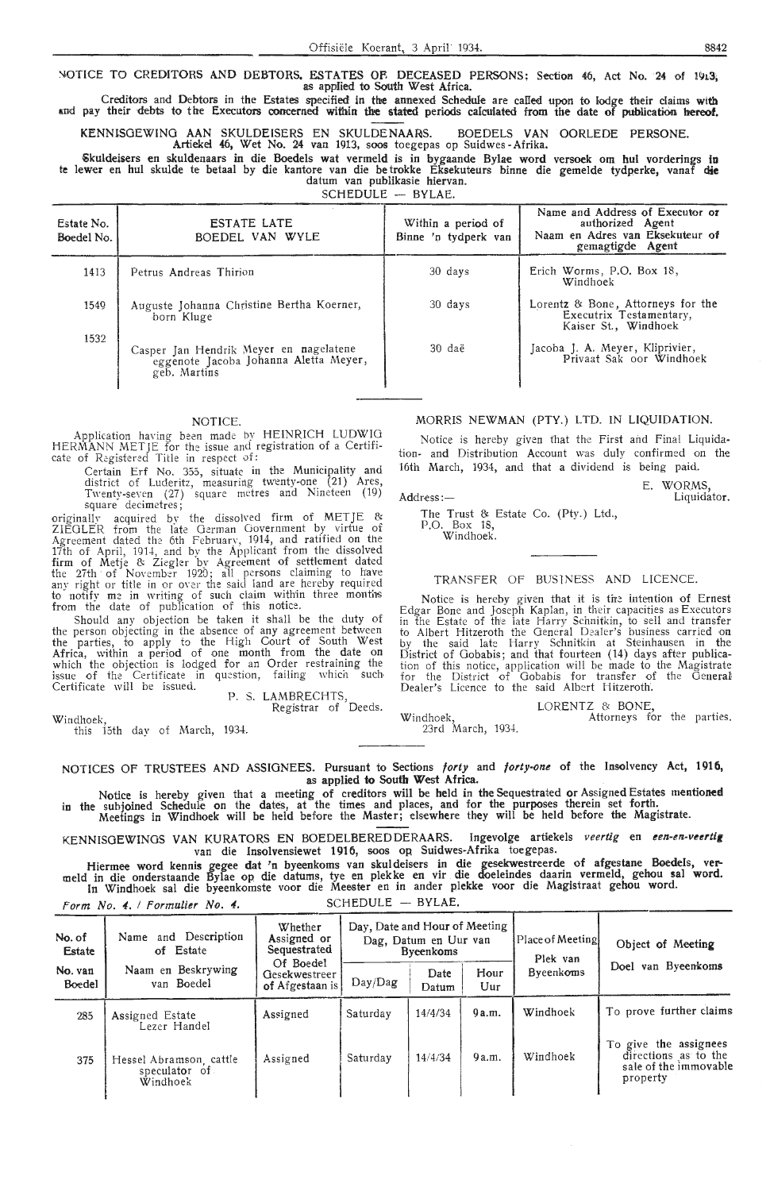## NOTICE TO CREDITORS AND DEBTORS. ESTATES OF DECEASED PERSONS; Section 46, Act No. 24 of 1913, as applied to South West Africa.

**Creditors and Debtors in the Estates specified in the annexed Schedule are called upon to lodge their claims with and pay their debts to the Executors concerned within the stated periods calculated from the date of publication hereof.**

## KENNISGEWING AAN SKULDEISERS EN SKULDENAARS. BOEDELS VAN OORLEDE PERSONE. Artiekel 46, Wet No. 24 van 1913, soos toegepas op Suidwes-Afrika.

**Skuldeisers en skuldenaars in die Boedels wat vermeld is in bygaande Bylae word versoek om hul vorderings in te lewer en hul skulde te betaal by die kantore van die betrokke Eksekuteurs binne die gemelde tydperke, vanaf die datum van publikasie hiervan.**

SCHEDULE — BYLAE.

| Estate No. / Boedel No. | ESTATE LATE / BOEDEL VAN WYLE | Within a period of / Binne 'n tydperk van | Name and Address of Executor or authorized Agent / Naam en Adres van Eksekuteur of gemagtigde Agent |
|---|---|---|---|
| 1413 | Petrus Andreas Thirion | 30 days | Erich Worms, P.O. Box 18, Windhoek |
| 1549 | Auguste Johanna Christine Bertha Koerner, born Kluge | 30 days | Lorentz & Bone, Attorneys for the Executrix Testamentary, Kaiser St., Windhoek |
| 1532 | Casper Jan Hendrik Meyer en nagelatene eggenote Jacoba Johanna Aletta Meyer, geb. Martins | 30 daë | Jacoba J. A. Meyer, Kliprivier, Privaat Sak oor Windhoek |

### NOTICE.

Application having been made by HEINRICH LUDWIG HERMANN METJE for the issue and registration of a Certificate of Registered Title in respect of:

Certain Erf No. 355, situate in the Municipality and district of Luderitz, measuring twenty-one (21) Ares, Twenty-seven (27) square metres and Nineteen (19) square decimetres;

originally acquired by the dissolved firm of METJE & ZIEGLER from the late German Government by virtue of Agreement dated the 6th February, 1914, and ratified on the 17th of April, 1914, and by the Applicant from the dissolved firm of Metje & Ziegler by Agreement of settlement dated the 27th of November 1920; all persons claiming to have any right or title in or over the said land are hereby required to notify me in writing of such claim within three months from the date of publication of this notice.

Should any objection be taken it shall be the duty of the person objecting in the absence of any agreement between the parties, to apply to the High Court of South West Africa, within a period of one month from the date on which the objection is lodged for an Order restraining the issue of the Certificate in question, failing which such Certificate will be issued.

P. S. LAMBRECHTS,
Registrar of Deeds.

Windhoek,
this 15th day of March, 1934.

### MORRIS NEWMAN (PTY.) LTD. IN LIQUIDATION.

Notice is hereby given that the First and Final Liquidation- and Distribution Account was duly confirmed on the 16th March, 1934, and that a dividend is being paid.

E. WORMS,
Liquidator.

Address:—

The Trust & Estate Co. (Pty.) Ltd.,
P.O. Box 18,
Windhoek.

### TRANSFER OF BUSINESS AND LICENCE.

Notice is hereby given that it is the intention of Ernest Edgar Bone and Joseph Kaplan, in their capacities as Executors in the Estate of the late Harry Schnitkin, to sell and transfer to Albert Hitzeroth the General Dealer's business carried on by the said late Harry Schnitkin at Steinhausen in the District of Gobabis; and that fourteen (14) days after publication of this notice, application will be made to the Magistrate for the District of Gobabis for transfer of the General Dealer's Licence to the said Albert Hitzeroth.

LORENTZ & BONE,
Attorneys for the parties.

Windhoek,
23rd March, 1934.

## NOTICES OF TRUSTEES AND ASSIGNEES. Pursuant to Sections *forty* and *forty-one* of the Insolvency Act, 1916, as applied to South West Africa.

**Notice is hereby given that a meeting of creditors will be held in the Sequestrated or Assigned Estates mentioned in the subjoined Schedule on the dates, at the times and places, and for the purposes therein set forth. Meetings in Windhoek will be held before the Master; elsewhere they will be held before the Magistrate.**

## KENNISGEWINGS VAN KURATORS EN BOEDELBEREDDERAARS. Ingevolge artiekels *veertig* en *een-en-veertig* van die Insolvensiewet 1916, soos op Suidwes-Afrika toegepas.

**Hiermee word kennis gegee dat 'n byeenkoms van skuldeisers in die gesekwestreerde of afgestane Boedels, vermeld in die onderstaande Bylae op die datums, tye en plekke en vir die doeleindes daarin vermeld, gehou sal word. In Windhoek sal die byeenkomste voor die Meester en in ander plekke voor die Magistraat gehou word.**

*Form No. 4. / Formulier No. 4.* SCHEDULE — BYLAE.

| No. of Estate / No. van Boedel | Name and Description of Estate / Naam en Beskrywing van Boedel | Whether Assigned or Sequestrated Of Boedel Gesekwestreer of Afgestaan is | Day, Date and Hour of Meeting / Dag, Datum en Uur van Byeenkoms | | | Place of Meeting / Plek van Byeenkoms | Object of Meeting / Doel van Byeenkoms |
|---|---|---|---|---|---|---|---|
| | | | Day/Dag | Date / Datum | Hour / Uur | | |
| 285 | Assigned Estate Lezer Handel | Assigned | Saturday | 14/4/34 | 9 a.m. | Windhoek | To prove further claims |
| 375 | Hessel Abramson, cattle speculator of Windhoek | Assigned | Saturday | 14/4/34 | 9 a.m. | Windhoek | To give the assignees directions as to the sale of the immovable property |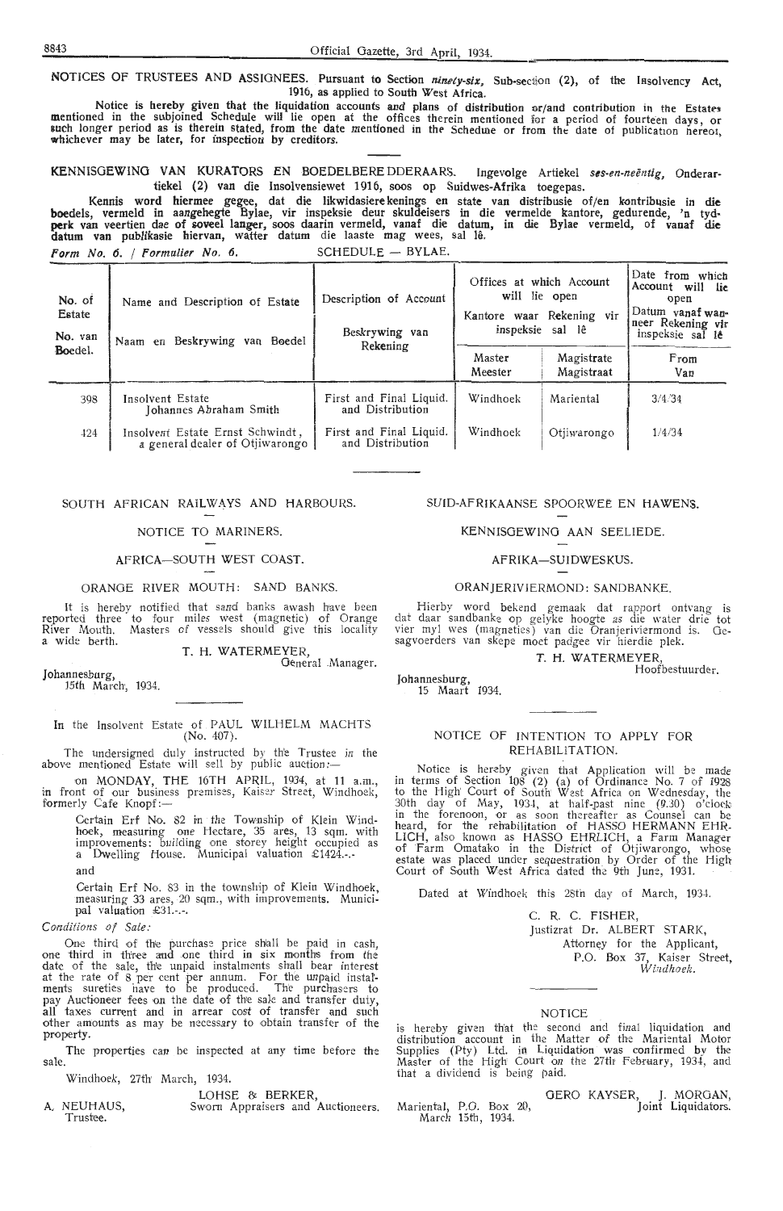NOTICES OF TRUSTEES AND ASSIGNEES. Pursuant to Section *ninety-six*, Sub-section (2), of the Insolvency Act, 1916, as applied to South West Africa.

Notice is hereby given that the liquidation accounts and plans of distribution or/and contribution in the Estates mentioned in the subjoined Schedule will lie open at the offices therein mentioned for a period of fourteen days, or such longer period as is therein stated, from the date mentioned in the Schedule or from the date of publication hereof, whichever may be later, for inspection by creditors.

KENNISGEWING VAN KURATORS EN BOEDELBEREDDERAARS. Ingevolge Artiekel *ses-en-neëntig*, Onderartiekel (2) van die Insolvensiewet 1916, soos op Suidwes-Afrika toegepas.

Kennis word hiermee gegee, dat die likwidasierekenings en state van distribusie of/en kontribusie in die boedels, vermeld in aangehegte Bylae, vir inspeksie deur skuldeisers in die vermelde kantore, gedurende, 'n tydperk van veertien dae of soveel langer, soos daarin vermeld, vanaf die datum, in die Bylae vermeld, of vanaf die datum van publikasie hiervan, watter datum die laaste mag wees, sal lê.

*Form No. 6. / Formulier No. 6.* SCHEDULE — BYLAE.

| No. of Estate / No. van Boedel. | Name and Description of Estate / Naam en Beskrywing van Boedel | Description of Account / Beskrywing van Rekening | Offices at which Account will lie open / Kantore waar Rekening vir inspeksie sal lê | | Date from which Account will lie open / Datum vanaf wanneer Rekening vir inspeksie sal lê |
|---|---|---|---|---|---|
| | | | Master / Meester | Magistrate / Magistraat | From / Van |
| 398 | Insolvent Estate Johannes Abraham Smith | First and Final Liquid. and Distribution | Windhoek | Mariental | 3/4/34 |
| 424 | Insolvent Estate Ernst Schwindt, a general dealer of Otjiwarongo | First and Final Liquid. and Distribution | Windhoek | Otjiwarongo | 1/4/34 |

SOUTH AFRICAN RAILWAYS AND HARBOURS.

NOTICE TO MARINERS.

AFRICA—SOUTH WEST COAST.

ORANGE RIVER MOUTH: SAND BANKS.

It is hereby notified that sand banks awash have been reported three to four miles west (magnetic) of Orange River Mouth. Masters of vessels should give this locality a wide berth.

T. H. WATERMEYER,
General Manager.

Johannesburg,
15th March, 1934.

SUID-AFRIKAANSE SPOORWEë EN HAWENS.

KENNISGEWING AAN SEELIEDE.

AFRIKA—SUIDWESKUS.

ORANJERIVIERMOND: SANDBANKE.

Hierby word bekend gemaak dat rapport ontvang is dat daar sandbanke op gelyke hoogte as die water drie tot vier myl wes (magneties) van die Oranjeriviermond is. Gesagvoerders van skepe moet padgee vir hierdie plek.

T. H. WATERMEYER,
Hoofbestuurder.

Johannesburg,
15 Maart 1934.

In the Insolvent Estate of PAUL WILHELM MACHTS (No. 407).

The undersigned duly instructed by the Trustee in the above mentioned Estate will sell by public auction:—

on MONDAY, THE 16TH APRIL, 1934, at 11 a.m., in front of our business premises, Kaiser Street, Windhoek, formerly Cafe Knopf:—

Certain Erf No. 82 in the Township of Klein Windhoek, measuring one Hectare, 35 ares, 13 sqm. with improvements: building one storey height occupied as a Dwelling House. Municipal valuation £1424.-.-

and

Certain Erf No. 83 in the township of Klein Windhoek, measuring 33 ares, 20 sqm., with improvements. Municipal valuation £31.-.-.

*Conditions of Sale:*

One third of the purchase price shall be paid in cash, one third in three and one third in six months from the date of the sale, the unpaid instalments shall bear interest at the rate of 8 per cent per annum. For the unpaid instalments sureties have to be produced. The purchasers to pay Auctioneer fees on the date of the sale and transfer duty, all taxes current and in arrear cost of transfer and such other amounts as may be necessary to obtain transfer of the property.

The properties can be inspected at any time before the sale.

Windhoek, 27th March, 1934.

A. NEUHAUS,
Trustee.

LOHSE & BERKER,
Sworn Appraisers and Auctioneers.

NOTICE OF INTENTION TO APPLY FOR REHABILITATION.

Notice is hereby given that Application will be made in terms of Section 108 (2) (a) of Ordinance No. 7 of 1928 to the High Court of South West Africa on Wednesday, the 30th day of May, 1934, at half-past nine (9.30) o'clock in the forenoon, or as soon thereafter as Counsel can be heard, for the rehabilitation of HASSO HERMANN EHRLICH, also known as HASSO EHRLICH, a Farm Manager of Farm Omatako in the District of Otjiwarongo, whose estate was placed under sequestration by Order of the High Court of South West Africa dated the 9th June, 1931.

Dated at Windhoek this 28th day of March, 1934.

C. R. C. FISHER,
Justizrat Dr. ALBERT STARK,
Attorney for the Applicant,
P.O. Box 37, Kaiser Street,
*Windhoek.*

NOTICE

is hereby given that the second and final liquidation and distribution account in the Matter of the Mariental Motor Supplies (Pty) Ltd. in Liquidation was confirmed by the Master of the High Court on the 27th February, 1934, and that a dividend is being paid.

Mariental, P.O. Box 20,
March 15th, 1934.

GERO KAYSER, J. MORGAN,
Joint Liquidators.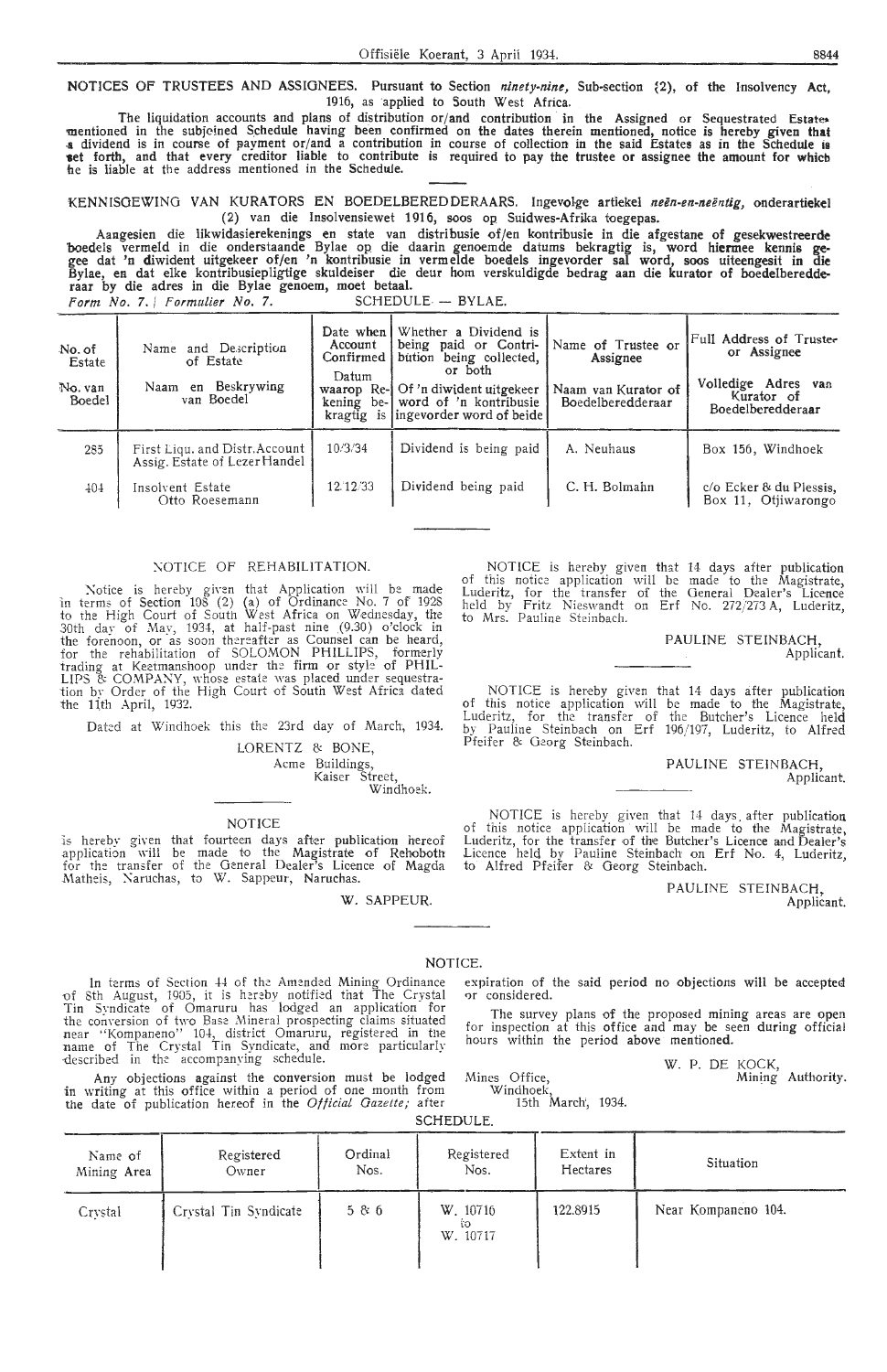**NOTICES OF TRUSTEES AND ASSIGNEES.** Pursuant to Section *ninety-nine,* Sub-section (2), of the Insolvency Act, 1916, as applied to South West Africa.

The liquidation accounts and plans of distribution or/and contribution in the Assigned or Sequestrated Estates mentioned in the subjoined Schedule having been confirmed on the dates therein mentioned, notice is hereby given that a dividend is in course of payment or/and a contribution in course of collection in the said Estates as in the Schedule is set forth, and that every creditor liable to contribute is required to pay the trustee or assignee the amount for which he is liable at the address mentioned in the Schedule.

---

**KENNISGEWING VAN KURATORS EN BOEDELBEREDDERAARS.** Ingevolge artiekel *neën-en-neëntig,* onderartiekel (2) van die Insolvensiewet 1916, soos op Suidwes-Afrika toegepas.

Aangesien die likwidasierekenings en state van distribusie of/en kontribusie in die afgestane of gesekwestreerde boedels vermeld in die onderstaande Bylae op die daarin genoemde datums bekragtig is, word hiermee kennis gegee dat 'n diwident uitgekeer of/en 'n kontribusie in vermelde boedels ingevorder sal word, soos uiteengesit in die Bylae, en dat elke kontribusiepligtige skuldeiser die deur hom verskuldigde bedrag aan die kurator of boedelberedderaar by die adres in die Bylae genoem, moet betaal.

*Form No. 7. / Formulier No. 7.* SCHEDULE — BYLAE.

| No. of Estate / No. van Boedel | Name and Description of Estate / Naam en Beskrywing van Boedel | Date when Account Confirmed / Datum waarop Rekening bekragtig is | Whether a Dividend is being paid or Contribution being collected, or both / Of 'n diwident uitgekeer word of 'n kontribusie ingevorder word of beide | Name of Trustee or Assignee / Naam van Kurator of Boedelberedderaar | Full Address of Trustee or Assignee / Volledige Adres van Kurator of Boedelberedderaar |
|---|---|---|---|---|---|
| 285 | First Liqu. and Distr. Account Assig. Estate of Lezer Handel | 10/3/34 | Dividend is being paid | A. Neuhaus | Box 156, Windhoek |
| 404 | Insolvent Estate Otto Roesemann | 12/12/33 | Dividend being paid | C. H. Bolmahn | c/o Ecker & du Plessis, Box 11, Otjiwarongo |

---

NOTICE OF REHABILITATION.

Notice is hereby given that Application will be made in terms of Section 108 (2) (a) of Ordinance No. 7 of 1928 to the High Court of South West Africa on Wednesday, the 30th day of May, 1934, at half-past nine (9.30) o'clock in the forenoon, or as soon thereafter as Counsel can be heard, for the rehabilitation of SOLOMON PHILLIPS, formerly trading at Keetmanshoop under the firm or style of PHILLIPS & COMPANY, whose estate was placed under sequestration by Order of the High Court of South West Africa dated the 11th April, 1932.

Dated at Windhoek this the 23rd day of March, 1934.

LORENTZ & BONE,
Acme Buildings,
Kaiser Street,
Windhoek.

---

NOTICE

is hereby given that fourteen days after publication hereof application will be made to the Magistrate of Rehoboth for the transfer of the General Dealer's Licence of Magda Matheis, Naruchas, to W. Sappeur, Naruchas.

W. SAPPEUR.

---

NOTICE is hereby given that 14 days after publication of this notice application will be made to the Magistrate, Luderitz, for the transfer of the General Dealer's Licence held by Fritz Nieswandt on Erf No. 272/273 A, Luderitz, to Mrs. Pauline Steinbach.

PAULINE STEINBACH,
Applicant.

---

NOTICE is hereby given that 14 days after publication of this notice application will be made to the Magistrate, Luderitz, for the transfer of the Butcher's Licence held by Pauline Steinbach on Erf 196/197, Luderitz, to Alfred Pfeifer & Georg Steinbach.

PAULINE STEINBACH,
Applicant.

---

NOTICE is hereby given that 14 days, after publication of this notice application will be made to the Magistrate, Luderitz, for the transfer of the Butcher's Licence and Dealer's Licence held by Pauline Steinbach on Erf No. 4, Luderitz, to Alfred Pfeifer & Georg Steinbach.

PAULINE STEINBACH,
Applicant.

---

NOTICE.

In terms of Section 44 of the Amended Mining Ordinance of 8th August, 1905, it is hereby notified that The Crystal Tin Syndicate of Omaruru has lodged an application for the conversion of two Base Mineral prospecting claims situated near "Kompaneno" 104, district Omaruru, registered in the name of The Crystal Tin Syndicate, and more particularly described in the accompanying schedule.

Any objections against the conversion must be lodged in writing at this office within a period of one month from the date of publication hereof in the *Official Gazette;* after expiration of the said period no objections will be accepted or considered.

The survey plans of the proposed mining areas are open for inspection at this office and may be seen during official hours within the period above mentioned.

W. P. DE KOCK,
Mining Authority.

Mines Office,
Windhoek,
15th March, 1934.

SCHEDULE.

| Name of Mining Area | Registered Owner | Ordinal Nos. | Registered Nos. | Extent in Hectares | Situation |
|---|---|---|---|---|---|
| Crystal | Crystal Tin Syndicate | 5 & 6 | W. 10716 to W. 10717 | 122.8915 | Near Kompaneno 104. |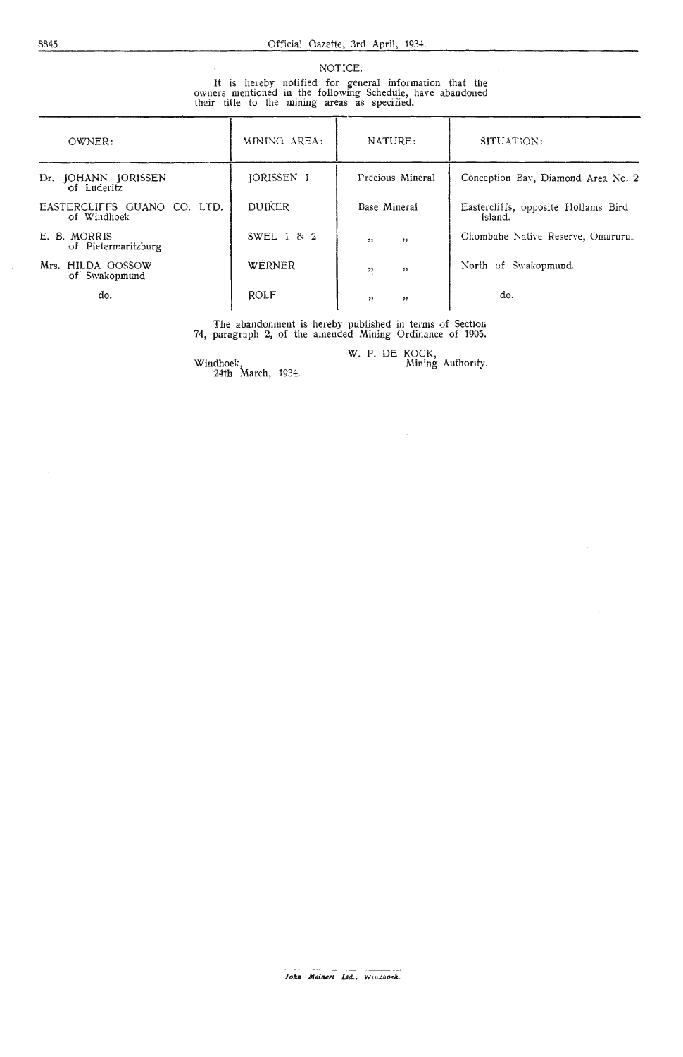## NOTICE.

It is hereby notified for general information that the owners mentioned in the following Schedule, have abandoned their title to the mining areas as specified.

| OWNER: | MINING AREA: | NATURE: | SITUATION: |
|---|---|---|---|
| Dr. JOHANN JORISSEN of Luderitz | JORISSEN I | Precious Mineral | Conception Bay, Diamond Area No. 2 |
| EASTERCLIFFS GUANO CO. LTD. of Windhoek | DUIKER | Base Mineral | Eastercliffs, opposite Hollams Bird Island. |
| E. B. MORRIS of Pietermaritzburg | SWEL 1 & 2 | ,, ,, | Okombahe Native Reserve, Omaruru. |
| Mrs. HILDA GOSSOW of Swakopmund | WERNER | ,, ,, | North of Swakopmund. |
| do. | ROLF | ,, ,, | do. |

The abandonment is hereby published in terms of Section 74, paragraph 2, of the amended Mining Ordinance of 1905.

W. P. DE KOCK,
Mining Authority.

Windhoek,
24th March, 1934.

*John Meinert Ltd., Windhoek.*